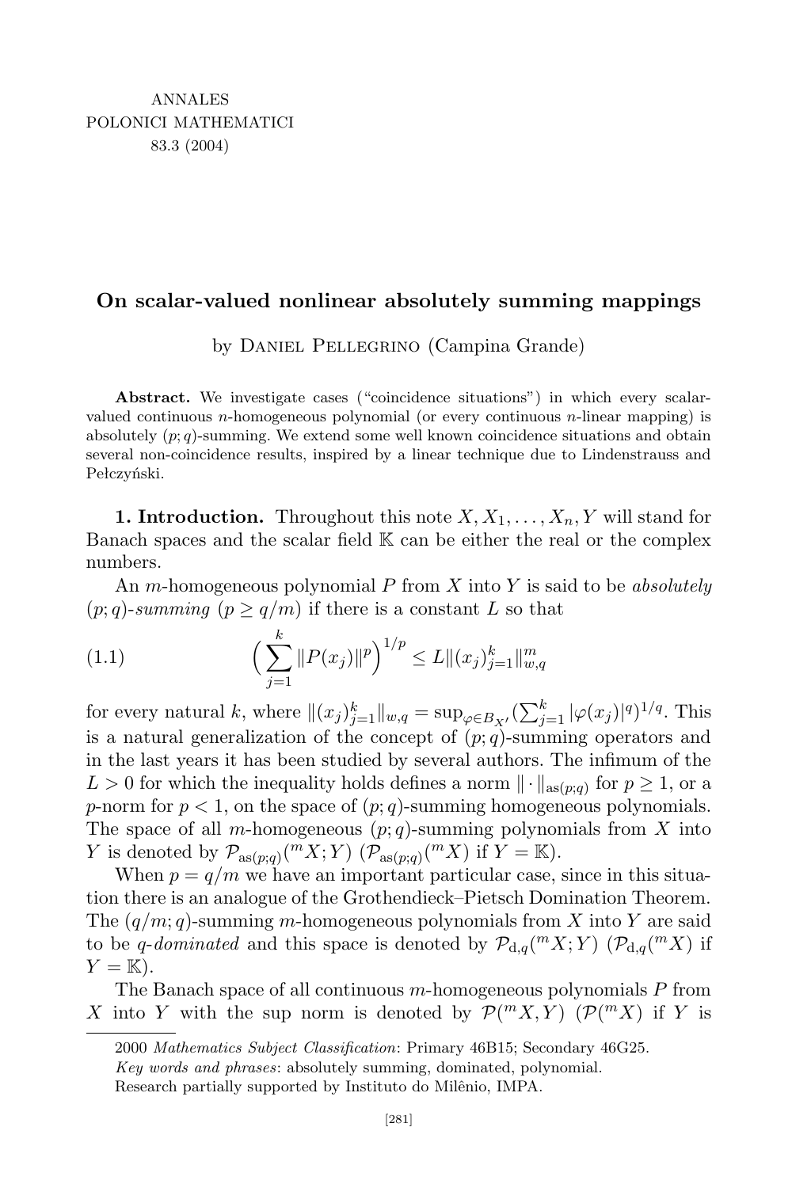# On scalar-valued nonlinear absolutely summing mappings

by Daniel Pellegrino (Campina Grande)

**Abstract.** We investigate cases ("coincidence situations") in which every scalar-valued continuous $n$-homogeneous polynomial (or every continuous $n$-linear mapping) is absolutely $(p;q)$-summing. We extend some well known coincidence situations and obtain several non-coincidence results, inspired by a linear technique due to Lindenstrauss and Pełczyński.

**1. Introduction.** Throughout this note $X, X_1, \ldots, X_n, Y$ will stand for Banach spaces and the scalar field $\mathbb{K}$ can be either the real or the complex numbers.

An $m$-homogeneous polynomial $P$ from $X$ into $Y$ is said to be *absolutely* $(p;q)$-*summing* ($p \geq q/m$) if there is a constant $L$ so that

$$\Big(\sum_{j=1}^{k} \|P(x_j)\|^p\Big)^{1/p} \leq L \|(x_j)_{j=1}^{k}\|_{w,q}^{m} \tag{1.1}$$

for every natural $k$, where $\|(x_j)_{j=1}^{k}\|_{w,q} = \sup_{\varphi \in B_{X'}} (\sum_{j=1}^{k} |\varphi(x_j)|^q)^{1/q}$. This is a natural generalization of the concept of $(p;q)$-summing operators and in the last years it has been studied by several authors. The infimum of the $L > 0$ for which the inequality holds defines a norm $\|\cdot\|_{\mathrm{as}(p;q)}$ for $p \geq 1$, or a $p$-norm for $p < 1$, on the space of $(p;q)$-summing homogeneous polynomials. The space of all $m$-homogeneous $(p;q)$-summing polynomials from $X$ into $Y$ is denoted by $\mathcal{P}_{\mathrm{as}(p;q)}(^m X; Y)$ ($\mathcal{P}_{\mathrm{as}(p;q)}(^m X)$ if $Y = \mathbb{K}$).

When $p = q/m$ we have an important particular case, since in this situation there is an analogue of the Grothendieck–Pietsch Domination Theorem. The $(q/m;q)$-summing $m$-homogeneous polynomials from $X$ into $Y$ are said to be $q$-*dominated* and this space is denoted by $\mathcal{P}_{\mathrm{d},q}(^m X; Y)$ ($\mathcal{P}_{\mathrm{d},q}(^m X)$ if $Y = \mathbb{K}$).

The Banach space of all continuous $m$-homogeneous polynomials $P$ from $X$ into $Y$ with the sup norm is denoted by $\mathcal{P}(^m X, Y)$ ($\mathcal{P}(^m X)$ if $Y$ is

---

2000 *Mathematics Subject Classification*: Primary 46B15; Secondary 46G25.

*Key words and phrases*: absolutely summing, dominated, polynomial.

Research partially supported by Instituto do Milênio, IMPA.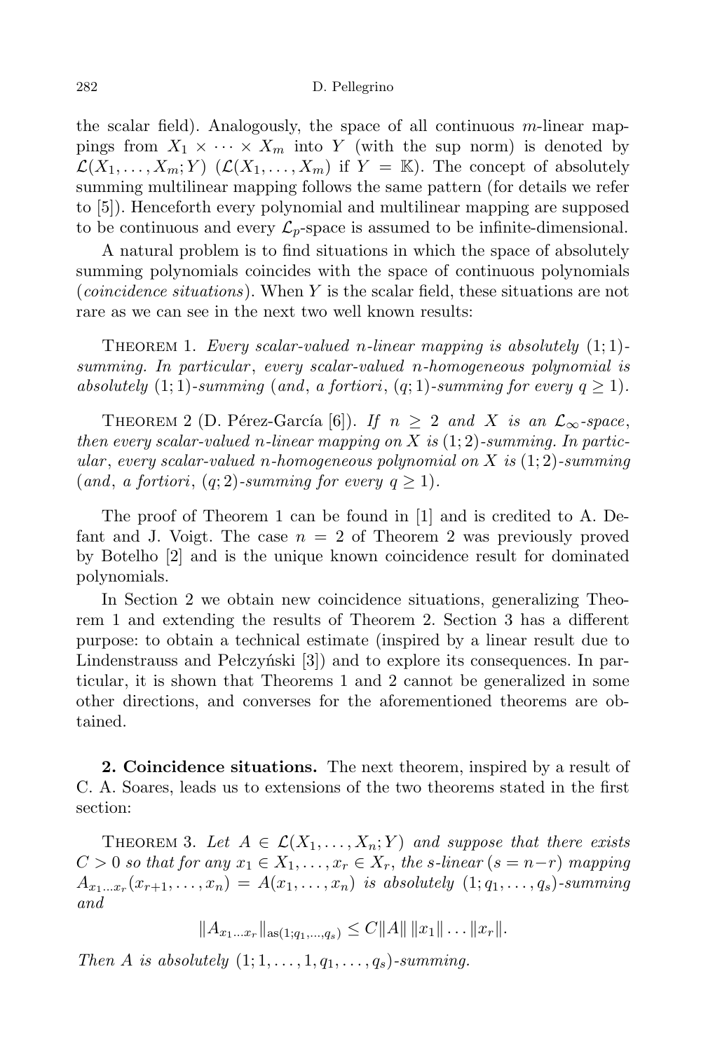the scalar field). Analogously, the space of all continuous $m$-linear mappings from $X_1 \times \cdots \times X_m$ into $Y$ (with the sup norm) is denoted by $\mathcal{L}(X_1, \ldots, X_m; Y)$ ($\mathcal{L}(X_1, \ldots, X_m)$ if $Y = \mathbb{K}$). The concept of absolutely summing multilinear mapping follows the same pattern (for details we refer to [5]). Henceforth every polynomial and multilinear mapping are supposed to be continuous and every $\mathcal{L}_p$-space is assumed to be infinite-dimensional.

A natural problem is to find situations in which the space of absolutely summing polynomials coincides with the space of continuous polynomials (*coincidence situations*). When $Y$ is the scalar field, these situations are not rare as we can see in the next two well known results:

Theorem 1. *Every scalar-valued $n$-linear mapping is absolutely $(1;1)$-summing. In particular, every scalar-valued $n$-homogeneous polynomial is absolutely $(1;1)$-summing (and, a fortiori, $(q;1)$-summing for every $q \geq 1$).*

Theorem 2 (D. Pérez-García [6]). *If $n \geq 2$ and $X$ is an $\mathcal{L}_\infty$-space, then every scalar-valued $n$-linear mapping on $X$ is $(1;2)$-summing. In particular, every scalar-valued $n$-homogeneous polynomial on $X$ is $(1;2)$-summing (and, a fortiori, $(q;2)$-summing for every $q \geq 1$).*

The proof of Theorem 1 can be found in [1] and is credited to A. Defant and J. Voigt. The case $n = 2$ of Theorem 2 was previously proved by Botelho [2] and is the unique known coincidence result for dominated polynomials.

In Section 2 we obtain new coincidence situations, generalizing Theorem 1 and extending the results of Theorem 2. Section 3 has a different purpose: to obtain a technical estimate (inspired by a linear result due to Lindenstrauss and Pełczyński [3]) and to explore its consequences. In particular, it is shown that Theorems 1 and 2 cannot be generalized in some other directions, and converses for the aforementioned theorems are obtained.

**2. Coincidence situations.** The next theorem, inspired by a result of C. A. Soares, leads us to extensions of the two theorems stated in the first section:

Theorem 3. *Let $A \in \mathcal{L}(X_1, \ldots, X_n; Y)$ and suppose that there exists $C > 0$ so that for any $x_1 \in X_1, \ldots, x_r \in X_r$, the $s$-linear ($s = n-r$) mapping $A_{x_1 \ldots x_r}(x_{r+1}, \ldots, x_n) = A(x_1, \ldots, x_n)$ is absolutely $(1; q_1, \ldots, q_s)$-summing and*

$$\|A_{x_1 \ldots x_r}\|_{\mathrm{as}(1;q_1,\ldots,q_s)} \leq C\|A\|\,\|x_1\| \ldots \|x_r\|.$$

*Then $A$ is absolutely $(1; 1, \ldots, 1, q_1, \ldots, q_s)$-summing.*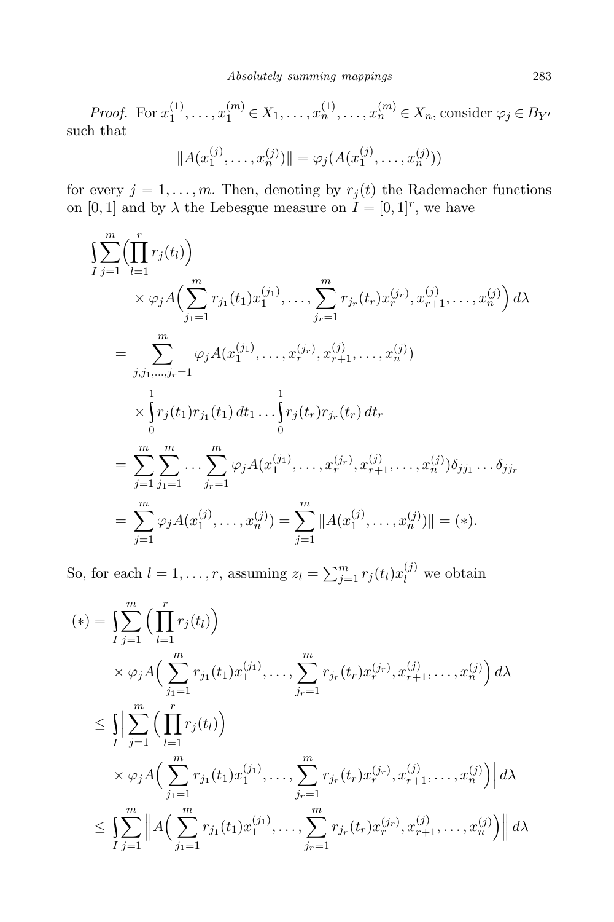*Proof.* For $x_1^{(1)}, \ldots, x_1^{(m)} \in X_1, \ldots, x_n^{(1)}, \ldots, x_n^{(m)} \in X_n$, consider $\varphi_j \in B_{Y'}$ such that

$$\|A(x_1^{(j)}, \ldots, x_n^{(j)})\| = \varphi_j(A(x_1^{(j)}, \ldots, x_n^{(j)}))$$

for every $j = 1, \ldots, m$. Then, denoting by $r_j(t)$ the Rademacher functions on $[0,1]$ and by $\lambda$ the Lebesgue measure on $I = [0,1]^r$, we have

$$\begin{aligned}
&\int_I \sum_{j=1}^m \Big(\prod_{l=1}^r r_j(t_l)\Big) \\
&\qquad \times \varphi_j A\Big(\sum_{j_1=1}^m r_{j_1}(t_1) x_1^{(j_1)}, \ldots, \sum_{j_r=1}^m r_{j_r}(t_r) x_r^{(j_r)}, x_{r+1}^{(j)}, \ldots, x_n^{(j)}\Big)\, d\lambda \\
&\quad = \sum_{j, j_1, \ldots, j_r = 1}^m \varphi_j A(x_1^{(j_1)}, \ldots, x_r^{(j_r)}, x_{r+1}^{(j)}, \ldots, x_n^{(j)}) \\
&\qquad \times \int_0^1 r_j(t_1) r_{j_1}(t_1)\, dt_1 \ldots \int_0^1 r_j(t_r) r_{j_r}(t_r)\, dt_r \\
&\quad = \sum_{j=1}^m \sum_{j_1=1}^m \ldots \sum_{j_r=1}^m \varphi_j A(x_1^{(j_1)}, \ldots, x_r^{(j_r)}, x_{r+1}^{(j)}, \ldots, x_n^{(j)}) \delta_{jj_1} \ldots \delta_{jj_r} \\
&\quad = \sum_{j=1}^m \varphi_j A(x_1^{(j)}, \ldots, x_n^{(j)}) = \sum_{j=1}^m \|A(x_1^{(j)}, \ldots, x_n^{(j)})\| = (*).
\end{aligned}$$

So, for each $l = 1, \ldots, r$, assuming $z_l = \sum_{j=1}^m r_j(t_l) x_l^{(j)}$ we obtain

$$\begin{aligned}
(*) &= \int_I \sum_{j=1}^m \Big(\prod_{l=1}^r r_j(t_l)\Big) \\
&\qquad \times \varphi_j A\Big(\sum_{j_1=1}^m r_{j_1}(t_1) x_1^{(j_1)}, \ldots, \sum_{j_r=1}^m r_{j_r}(t_r) x_r^{(j_r)}, x_{r+1}^{(j)}, \ldots, x_n^{(j)}\Big)\, d\lambda \\
&\le \int_I \Big| \sum_{j=1}^m \Big(\prod_{l=1}^r r_j(t_l)\Big) \\
&\qquad \times \varphi_j A\Big(\sum_{j_1=1}^m r_{j_1}(t_1) x_1^{(j_1)}, \ldots, \sum_{j_r=1}^m r_{j_r}(t_r) x_r^{(j_r)}, x_{r+1}^{(j)}, \ldots, x_n^{(j)}\Big)\Big|\, d\lambda \\
&\le \int_I \sum_{j=1}^m \Big\| A\Big(\sum_{j_1=1}^m r_{j_1}(t_1) x_1^{(j_1)}, \ldots, \sum_{j_r=1}^m r_{j_r}(t_r) x_r^{(j_r)}, x_{r+1}^{(j)}, \ldots, x_n^{(j)}\Big)\Big\|\, d\lambda
\end{aligned}$$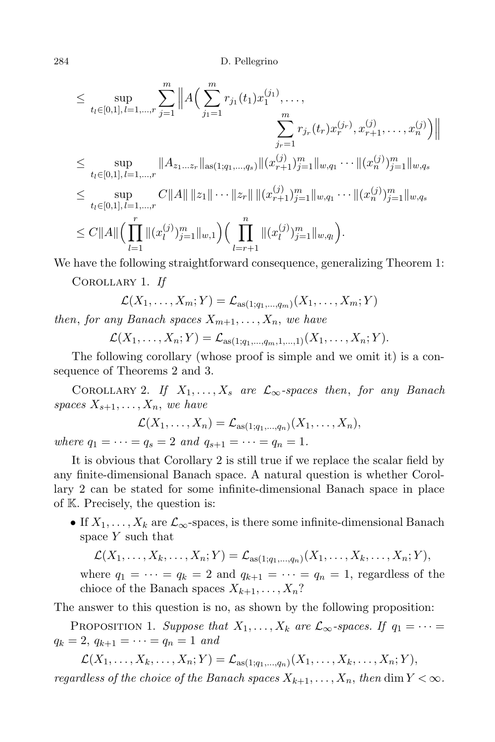$$
\begin{aligned}
&\leq \sup_{t_l\in[0,1],\, l=1,\ldots,r} \sum_{j=1}^{m} \Big\| A\Big( \sum_{j_1=1}^{m} r_{j_1}(t_1)x_1^{(j_1)},\ldots, \\
&\qquad\qquad \sum_{j_r=1}^{m} r_{j_r}(t_r)x_r^{(j_r)}, x_{r+1}^{(j)},\ldots,x_n^{(j)}\Big)\Big\| \\
&\leq \sup_{t_l\in[0,1],\, l=1,\ldots,r} \|A_{z_1\ldots z_r}\|_{\mathrm{as}(1;q_1,\ldots,q_s)} \|(x_{r+1}^{(j)})_{j=1}^m\|_{w,q_1}\cdots\|(x_n^{(j)})_{j=1}^m\|_{w,q_s} \\
&\leq \sup_{t_l\in[0,1],\, l=1,\ldots,r} C\|A\|\,\|z_1\|\cdots\|z_r\|\,\|(x_{r+1}^{(j)})_{j=1}^m\|_{w,q_1}\cdots\|(x_n^{(j)})_{j=1}^m\|_{w,q_s} \\
&\leq C\|A\|\Big(\prod_{l=1}^{r}\|(x_l^{(j)})_{j=1}^m\|_{w,1}\Big)\Big(\prod_{l=r+1}^{n}\|(x_l^{(j)})_{j=1}^m\|_{w,q_l}\Big).
\end{aligned}
$$

We have the following straightforward consequence, generalizing Theorem 1:

Corollary 1. *If*

$$\mathcal{L}(X_1,\ldots,X_m;Y)=\mathcal{L}_{\mathrm{as}(1;q_1,\ldots,q_m)}(X_1,\ldots,X_m;Y)$$

*then, for any Banach spaces* $X_{m+1},\ldots,X_n$, *we have*

$$\mathcal{L}(X_1,\ldots,X_n;Y)=\mathcal{L}_{\mathrm{as}(1;q_1,\ldots,q_m,1,\ldots,1)}(X_1,\ldots,X_n;Y).$$

The following corollary (whose proof is simple and we omit it) is a consequence of Theorems 2 and 3.

Corollary 2. *If* $X_1,\ldots,X_s$ *are* $\mathcal{L}_\infty$*-spaces then, for any Banach spaces* $X_{s+1},\ldots,X_n$, *we have*

$$\mathcal{L}(X_1,\ldots,X_n)=\mathcal{L}_{\mathrm{as}(1;q_1,\ldots,q_n)}(X_1,\ldots,X_n),$$

*where* $q_1=\cdots=q_s=2$ *and* $q_{s+1}=\cdots=q_n=1$.

It is obvious that Corollary 2 is still true if we replace the scalar field by any finite-dimensional Banach space. A natural question is whether Corollary 2 can be stated for some infinite-dimensional Banach space in place of $\mathbb{K}$. Precisely, the question is:

- If $X_1,\ldots,X_k$ are $\mathcal{L}_\infty$-spaces, is there some infinite-dimensional Banach space $Y$ such that

  $$\mathcal{L}(X_1,\ldots,X_k,\ldots,X_n;Y)=\mathcal{L}_{\mathrm{as}(1;q_1,\ldots,q_n)}(X_1,\ldots,X_k,\ldots,X_n;Y),$$

  where $q_1=\cdots=q_k=2$ and $q_{k+1}=\cdots=q_n=1$, regardless of the chioce of the Banach spaces $X_{k+1},\ldots,X_n$?

The answer to this question is no, as shown by the following proposition:

Proposition 1. *Suppose that* $X_1,\ldots,X_k$ *are* $\mathcal{L}_\infty$*-spaces. If* $q_1=\cdots=q_k=2$, $q_{k+1}=\cdots=q_n=1$ *and*

$$\mathcal{L}(X_1,\ldots,X_k,\ldots,X_n;Y)=\mathcal{L}_{\mathrm{as}(1;q_1,\ldots,q_n)}(X_1,\ldots,X_k,\ldots,X_n;Y),$$

*regardless of the choice of the Banach spaces* $X_{k+1},\ldots,X_n$, *then* $\dim Y<\infty$.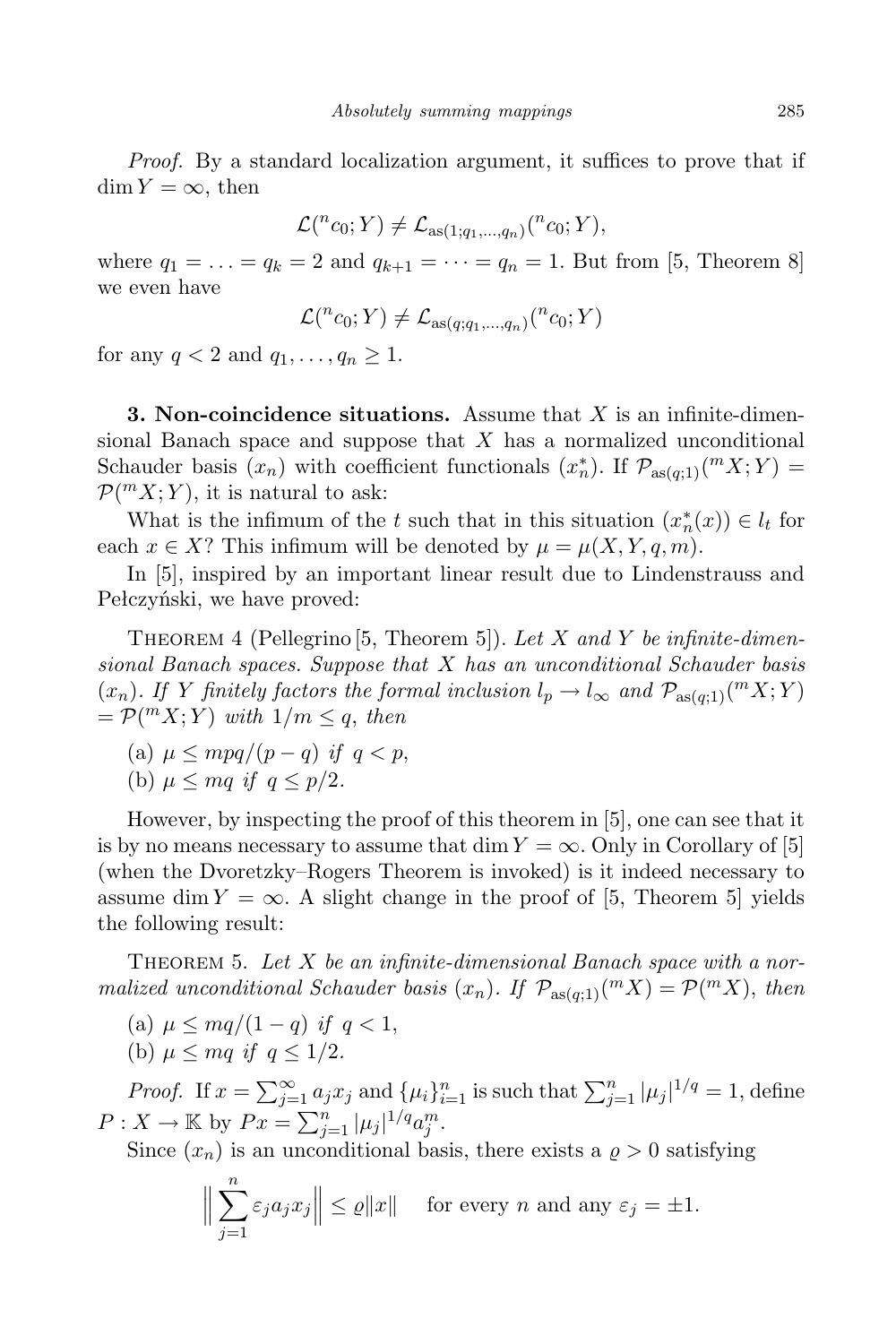*Proof.* By a standard localization argument, it suffices to prove that if $\dim Y = \infty$, then

$$\mathcal{L}(^n c_0; Y) \neq \mathcal{L}_{\mathrm{as}(1; q_1, \ldots, q_n)}(^n c_0; Y),$$

where $q_1 = \ldots = q_k = 2$ and $q_{k+1} = \cdots = q_n = 1$. But from [5, Theorem 8] we even have

$$\mathcal{L}(^n c_0; Y) \neq \mathcal{L}_{\mathrm{as}(q; q_1, \ldots, q_n)}(^n c_0; Y)$$

for any $q < 2$ and $q_1, \ldots, q_n \geq 1$.

**3. Non-coincidence situations.** Assume that $X$ is an infinite-dimensional Banach space and suppose that $X$ has a normalized unconditional Schauder basis $(x_n)$ with coefficient functionals $(x_n^*)$. If $\mathcal{P}_{\mathrm{as}(q;1)}(^m X; Y) = \mathcal{P}(^m X; Y)$, it is natural to ask:

What is the infimum of the $t$ such that in this situation $(x_n^*(x)) \in l_t$ for each $x \in X$? This infimum will be denoted by $\mu = \mu(X, Y, q, m)$.

In [5], inspired by an important linear result due to Lindenstrauss and Pełczyński, we have proved:

Theorem 4 (Pellegrino [5, Theorem 5]). *Let $X$ and $Y$ be infinite-dimensional Banach spaces. Suppose that $X$ has an unconditional Schauder basis $(x_n)$. If $Y$ finitely factors the formal inclusion $l_p \to l_\infty$ and $\mathcal{P}_{\mathrm{as}(q;1)}(^m X; Y) = \mathcal{P}(^m X; Y)$ with $1/m \leq q$, then*

(a) $\mu \leq mpq/(p-q)$ *if* $q < p$,

(b) $\mu \leq mq$ *if* $q \leq p/2$.

However, by inspecting the proof of this theorem in [5], one can see that it is by no means necessary to assume that $\dim Y = \infty$. Only in Corollary of [5] (when the Dvoretzky–Rogers Theorem is invoked) is it indeed necessary to assume $\dim Y = \infty$. A slight change in the proof of [5, Theorem 5] yields the following result:

Theorem 5. *Let $X$ be an infinite-dimensional Banach space with a normalized unconditional Schauder basis $(x_n)$. If $\mathcal{P}_{\mathrm{as}(q;1)}(^m X) = \mathcal{P}(^m X)$, then*

(a) $\mu \leq mq/(1-q)$ *if* $q < 1$,

(b) $\mu \leq mq$ *if* $q \leq 1/2$.

*Proof.* If $x = \sum_{j=1}^{\infty} a_j x_j$ and $\{\mu_i\}_{i=1}^n$ is such that $\sum_{j=1}^n |\mu_j|^{1/q} = 1$, define $P : X \to \mathbb{K}$ by $Px = \sum_{j=1}^n |\mu_j|^{1/q} a_j^m$.

Since $(x_n)$ is an unconditional basis, there exists a $\varrho > 0$ satisfying

$$\Big\| \sum_{j=1}^{n} \varepsilon_j a_j x_j \Big\| \leq \varrho \|x\| \quad \text{ for every } n \text{ and any } \varepsilon_j = \pm 1.$$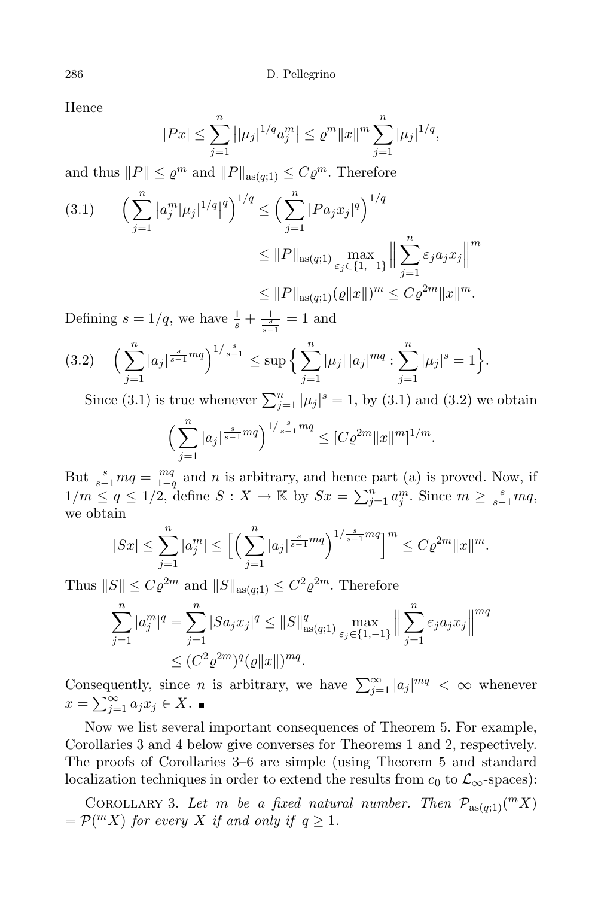Hence

$$|Px| \leq \sum_{j=1}^{n} \left| |\mu_j|^{1/q} a_j^m \right| \leq \varrho^m \|x\|^m \sum_{j=1}^{n} |\mu_j|^{1/q},$$

and thus $\|P\| \leq \varrho^m$ and $\|P\|_{\mathrm{as}(q;1)} \leq C\varrho^m$. Therefore

$$\begin{aligned}
(3.1) \qquad \Big( \sum_{j=1}^{n} \left| a_j^m |\mu_j|^{1/q} \right|^q \Big)^{1/q} &\leq \Big( \sum_{j=1}^{n} |P a_j x_j|^q \Big)^{1/q} \\
&\leq \|P\|_{\mathrm{as}(q;1)} \max_{\varepsilon_j \in \{1,-1\}} \Big\| \sum_{j=1}^{n} \varepsilon_j a_j x_j \Big\|^m \\
&\leq \|P\|_{\mathrm{as}(q;1)} (\varrho \|x\|)^m \leq C\varrho^{2m} \|x\|^m.
\end{aligned}$$

Defining $s = 1/q$, we have $\frac{1}{s} + \frac{1}{\frac{s}{s-1}} = 1$ and

$$(3.2) \qquad \Big( \sum_{j=1}^{n} |a_j|^{\frac{s}{s-1} mq} \Big)^{1/\frac{s}{s-1}} \leq \sup \Big\{ \sum_{j=1}^{n} |\mu_j| \, |a_j|^{mq} : \sum_{j=1}^{n} |\mu_j|^s = 1 \Big\}.$$

Since (3.1) is true whenever $\sum_{j=1}^{n} |\mu_j|^s = 1$, by (3.1) and (3.2) we obtain

$$\Big( \sum_{j=1}^{n} |a_j|^{\frac{s}{s-1} mq} \Big)^{1/\frac{s}{s-1} mq} \leq [C\varrho^{2m} \|x\|^m]^{1/m}.$$

But $\frac{s}{s-1} mq = \frac{mq}{1-q}$ and $n$ is arbitrary, and hence part (a) is proved. Now, if $1/m \leq q \leq 1/2$, define $S : X \to \mathbb{K}$ by $Sx = \sum_{j=1}^{n} a_j^m$. Since $m \geq \frac{s}{s-1} mq$, we obtain

$$|Sx| \leq \sum_{j=1}^{n} |a_j^m| \leq \Big[ \Big( \sum_{j=1}^{n} |a_j|^{\frac{s}{s-1} mq} \Big)^{1/\frac{s}{s-1} mq} \Big]^m \leq C\varrho^{2m} \|x\|^m.$$

Thus $\|S\| \leq C\varrho^{2m}$ and $\|S\|_{\mathrm{as}(q;1)} \leq C^2 \varrho^{2m}$. Therefore

$$\begin{aligned}
\sum_{j=1}^{n} |a_j^m|^q = \sum_{j=1}^{n} |S a_j x_j|^q &\leq \|S\|_{\mathrm{as}(q;1)}^q \max_{\varepsilon_j \in \{1,-1\}} \Big\| \sum_{j=1}^{n} \varepsilon_j a_j x_j \Big\|^{mq} \\
&\leq (C^2 \varrho^{2m})^q (\varrho \|x\|)^{mq}.
\end{aligned}$$

Consequently, since $n$ is arbitrary, we have $\sum_{j=1}^{\infty} |a_j|^{mq} < \infty$ whenever $x = \sum_{j=1}^{\infty} a_j x_j \in X$. ∎

Now we list several important consequences of Theorem 5. For example, Corollaries 3 and 4 below give converses for Theorems 1 and 2, respectively. The proofs of Corollaries 3–6 are simple (using Theorem 5 and standard localization techniques in order to extend the results from $c_0$ to $\mathcal{L}_\infty$-spaces):

Corollary 3. *Let $m$ be a fixed natural number. Then $\mathcal{P}_{\mathrm{as}(q;1)}(^m X) = \mathcal{P}(^m X)$ for every $X$ if and only if $q \geq 1$.*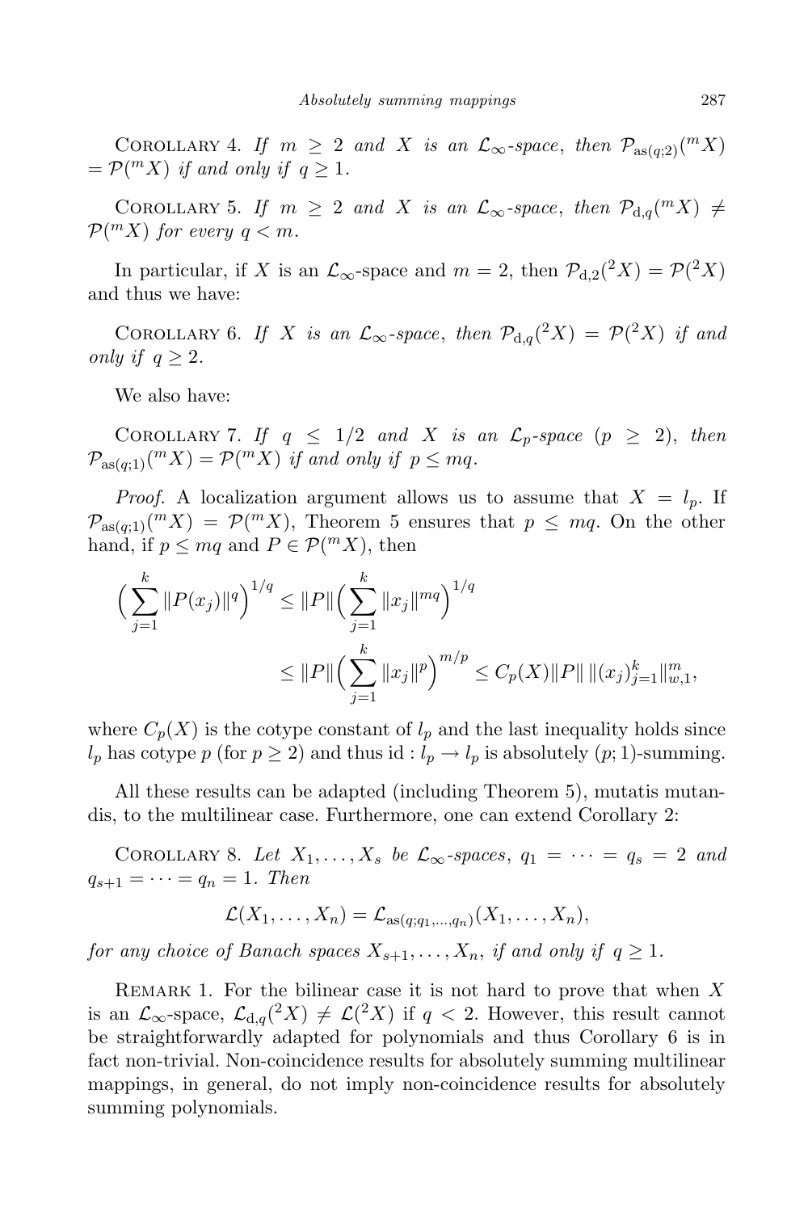Corollary 4. *If $m \geq 2$ and $X$ is an $\mathcal{L}_\infty$-space, then $\mathcal{P}_{\mathrm{as}(q;2)}(^m X) = \mathcal{P}(^m X)$ if and only if $q \geq 1$.*

Corollary 5. *If $m \geq 2$ and $X$ is an $\mathcal{L}_\infty$-space, then $\mathcal{P}_{\mathrm{d},q}(^m X) \neq \mathcal{P}(^m X)$ for every $q < m$.*

In particular, if $X$ is an $\mathcal{L}_\infty$-space and $m = 2$, then $\mathcal{P}_{\mathrm{d},2}(^2 X) = \mathcal{P}(^2 X)$ and thus we have:

Corollary 6. *If $X$ is an $\mathcal{L}_\infty$-space, then $\mathcal{P}_{\mathrm{d},q}(^2 X) = \mathcal{P}(^2 X)$ if and only if $q \geq 2$.*

We also have:

Corollary 7. *If $q \leq 1/2$ and $X$ is an $\mathcal{L}_p$-space ($p \geq 2$), then $\mathcal{P}_{\mathrm{as}(q;1)}(^m X) = \mathcal{P}(^m X)$ if and only if $p \leq mq$.*

*Proof.* A localization argument allows us to assume that $X = l_p$. If $\mathcal{P}_{\mathrm{as}(q;1)}(^m X) = \mathcal{P}(^m X)$, Theorem 5 ensures that $p \leq mq$. On the other hand, if $p \leq mq$ and $P \in \mathcal{P}(^m X)$, then

$$\Big(\sum_{j=1}^{k} \|P(x_j)\|^q\Big)^{1/q} \leq \|P\| \Big(\sum_{j=1}^{k} \|x_j\|^{mq}\Big)^{1/q}$$
$$\leq \|P\| \Big(\sum_{j=1}^{k} \|x_j\|^{p}\Big)^{m/p} \leq C_p(X) \|P\| \, \|(x_j)_{j=1}^k\|_{w,1}^m,$$

where $C_p(X)$ is the cotype constant of $l_p$ and the last inequality holds since $l_p$ has cotype $p$ (for $p \geq 2$) and thus $\mathrm{id} : l_p \to l_p$ is absolutely $(p;1)$-summing.

All these results can be adapted (including Theorem 5), mutatis mutandis, to the multilinear case. Furthermore, one can extend Corollary 2:

Corollary 8. *Let $X_1, \ldots, X_s$ be $\mathcal{L}_\infty$-spaces, $q_1 = \cdots = q_s = 2$ and $q_{s+1} = \cdots = q_n = 1$. Then*

$$\mathcal{L}(X_1, \ldots, X_n) = \mathcal{L}_{\mathrm{as}(q;q_1,\ldots,q_n)}(X_1, \ldots, X_n),$$

*for any choice of Banach spaces $X_{s+1}, \ldots, X_n$, if and only if $q \geq 1$.*

Remark 1. For the bilinear case it is not hard to prove that when $X$ is an $\mathcal{L}_\infty$-space, $\mathcal{L}_{\mathrm{d},q}(^2 X) \neq \mathcal{L}(^2 X)$ if $q < 2$. However, this result cannot be straightforwardly adapted for polynomials and thus Corollary 6 is in fact non-trivial. Non-coincidence results for absolutely summing multilinear mappings, in general, do not imply non-coincidence results for absolutely summing polynomials.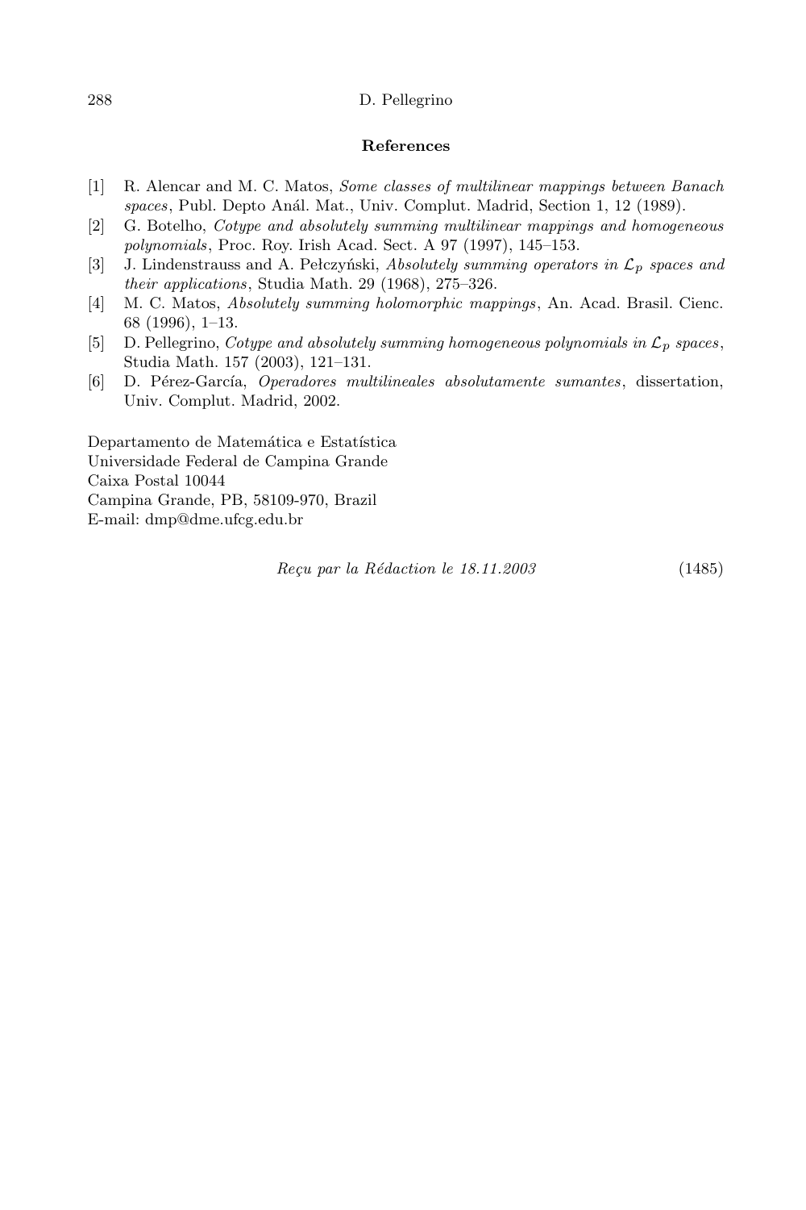## References

[1] R. Alencar and M. C. Matos, *Some classes of multilinear mappings between Banach spaces*, Publ. Depto Anál. Mat., Univ. Complut. Madrid, Section 1, 12 (1989).

[2] G. Botelho, *Cotype and absolutely summing multilinear mappings and homogeneous polynomials*, Proc. Roy. Irish Acad. Sect. A 97 (1997), 145–153.

[3] J. Lindenstrauss and A. Pełczyński, *Absolutely summing operators in $\mathcal{L}_p$ spaces and their applications*, Studia Math. 29 (1968), 275–326.

[4] M. C. Matos, *Absolutely summing holomorphic mappings*, An. Acad. Brasil. Cienc. 68 (1996), 1–13.

[5] D. Pellegrino, *Cotype and absolutely summing homogeneous polynomials in $\mathcal{L}_p$ spaces*, Studia Math. 157 (2003), 121–131.

[6] D. Pérez-García, *Operadores multilineales absolutamente sumantes*, dissertation, Univ. Complut. Madrid, 2002.

Departamento de Matemática e Estatística
Universidade Federal de Campina Grande
Caixa Postal 10044
Campina Grande, PB, 58109-970, Brazil
E-mail: dmp@dme.ufcg.edu.br

*Reçu par la Rédaction le 18.11.2003* (1485)